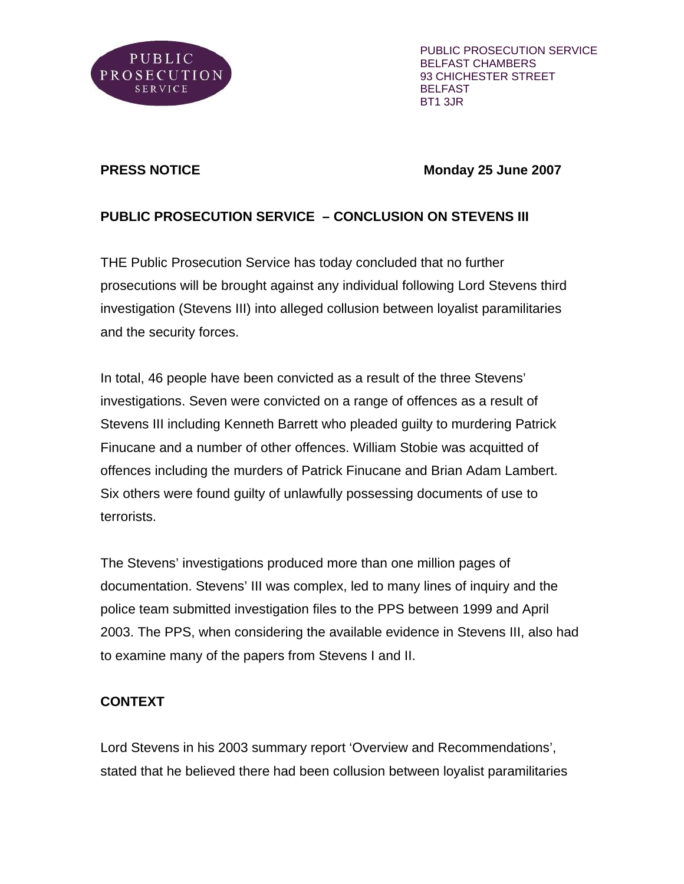PUBLIC PROSECUTION SERVICE

PUBLIC PROSECUTION SERVICE
BELFAST CHAMBERS
93 CHICHESTER STREET
BELFAST
BT1 3JR

**PRESS NOTICE** **Monday 25 June 2007**

**PUBLIC PROSECUTION SERVICE – CONCLUSION ON STEVENS III**

THE Public Prosecution Service has today concluded that no further prosecutions will be brought against any individual following Lord Stevens third investigation (Stevens III) into alleged collusion between loyalist paramilitaries and the security forces.

In total, 46 people have been convicted as a result of the three Stevens' investigations. Seven were convicted on a range of offences as a result of Stevens III including Kenneth Barrett who pleaded guilty to murdering Patrick Finucane and a number of other offences. William Stobie was acquitted of offences including the murders of Patrick Finucane and Brian Adam Lambert. Six others were found guilty of unlawfully possessing documents of use to terrorists.

The Stevens' investigations produced more than one million pages of documentation. Stevens' III was complex, led to many lines of inquiry and the police team submitted investigation files to the PPS between 1999 and April 2003. The PPS, when considering the available evidence in Stevens III, also had to examine many of the papers from Stevens I and II.

**CONTEXT**

Lord Stevens in his 2003 summary report 'Overview and Recommendations', stated that he believed there had been collusion between loyalist paramilitaries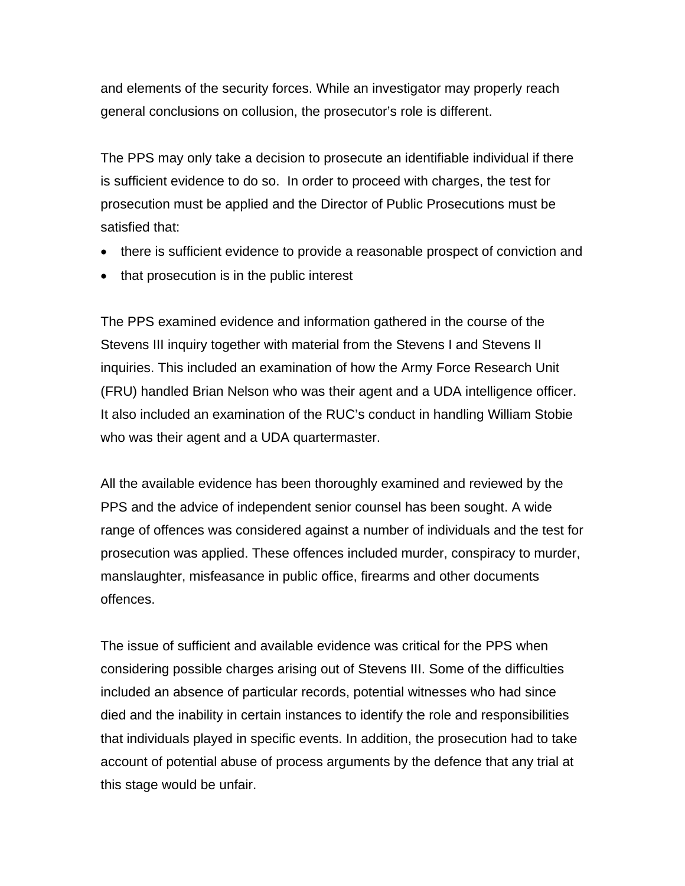and elements of the security forces. While an investigator may properly reach general conclusions on collusion, the prosecutor's role is different.

The PPS may only take a decision to prosecute an identifiable individual if there is sufficient evidence to do so. In order to proceed with charges, the test for prosecution must be applied and the Director of Public Prosecutions must be satisfied that:

- there is sufficient evidence to provide a reasonable prospect of conviction and
- that prosecution is in the public interest

The PPS examined evidence and information gathered in the course of the Stevens III inquiry together with material from the Stevens I and Stevens II inquiries. This included an examination of how the Army Force Research Unit (FRU) handled Brian Nelson who was their agent and a UDA intelligence officer. It also included an examination of the RUC's conduct in handling William Stobie who was their agent and a UDA quartermaster.

All the available evidence has been thoroughly examined and reviewed by the PPS and the advice of independent senior counsel has been sought. A wide range of offences was considered against a number of individuals and the test for prosecution was applied. These offences included murder, conspiracy to murder, manslaughter, misfeasance in public office, firearms and other documents offences.

The issue of sufficient and available evidence was critical for the PPS when considering possible charges arising out of Stevens III. Some of the difficulties included an absence of particular records, potential witnesses who had since died and the inability in certain instances to identify the role and responsibilities that individuals played in specific events. In addition, the prosecution had to take account of potential abuse of process arguments by the defence that any trial at this stage would be unfair.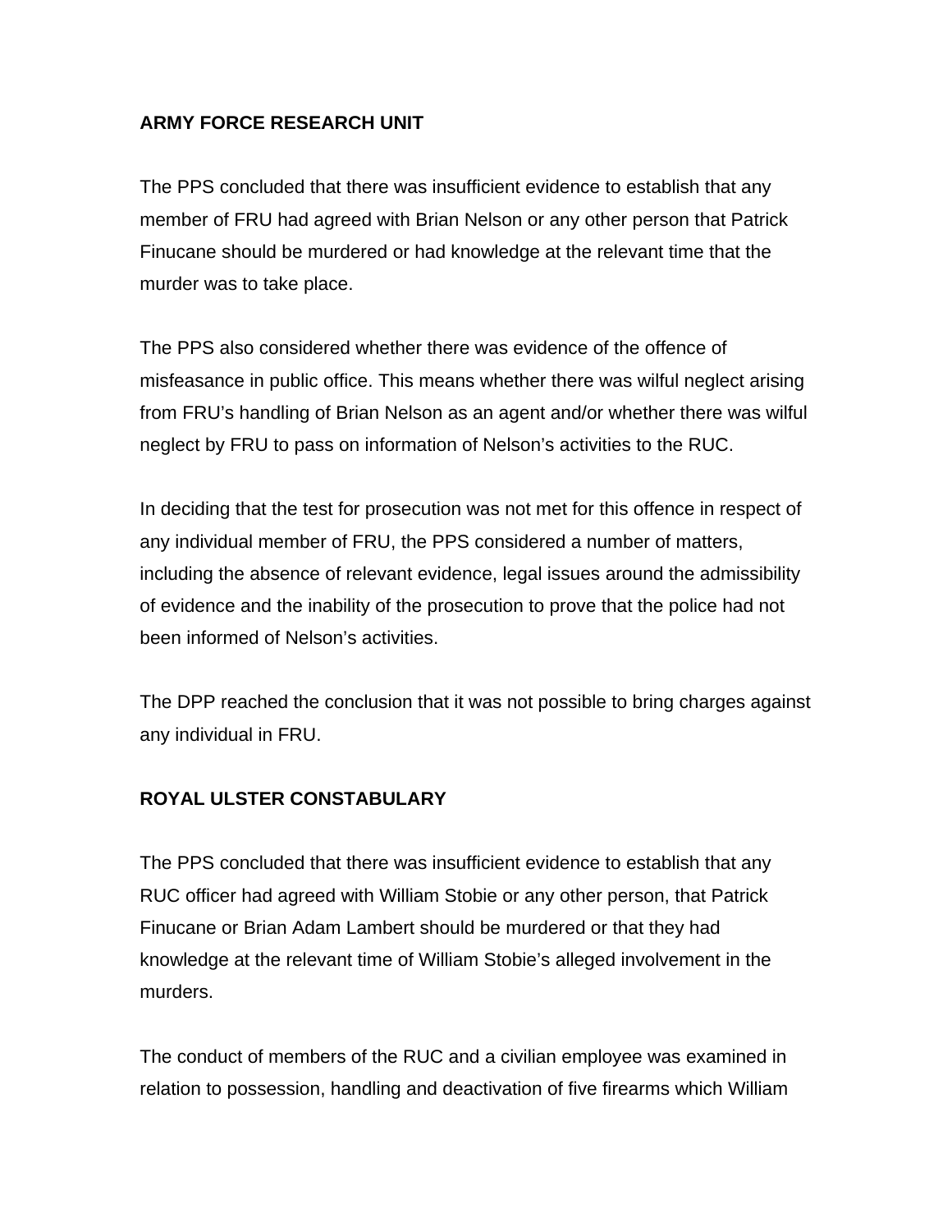**ARMY FORCE RESEARCH UNIT**

The PPS concluded that there was insufficient evidence to establish that any member of FRU had agreed with Brian Nelson or any other person that Patrick Finucane should be murdered or had knowledge at the relevant time that the murder was to take place.

The PPS also considered whether there was evidence of the offence of misfeasance in public office. This means whether there was wilful neglect arising from FRU's handling of Brian Nelson as an agent and/or whether there was wilful neglect by FRU to pass on information of Nelson's activities to the RUC.

In deciding that the test for prosecution was not met for this offence in respect of any individual member of FRU, the PPS considered a number of matters, including the absence of relevant evidence, legal issues around the admissibility of evidence and the inability of the prosecution to prove that the police had not been informed of Nelson's activities.

The DPP reached the conclusion that it was not possible to bring charges against any individual in FRU.

**ROYAL ULSTER CONSTABULARY**

The PPS concluded that there was insufficient evidence to establish that any RUC officer had agreed with William Stobie or any other person, that Patrick Finucane or Brian Adam Lambert should be murdered or that they had knowledge at the relevant time of William Stobie's alleged involvement in the murders.

The conduct of members of the RUC and a civilian employee was examined in relation to possession, handling and deactivation of five firearms which William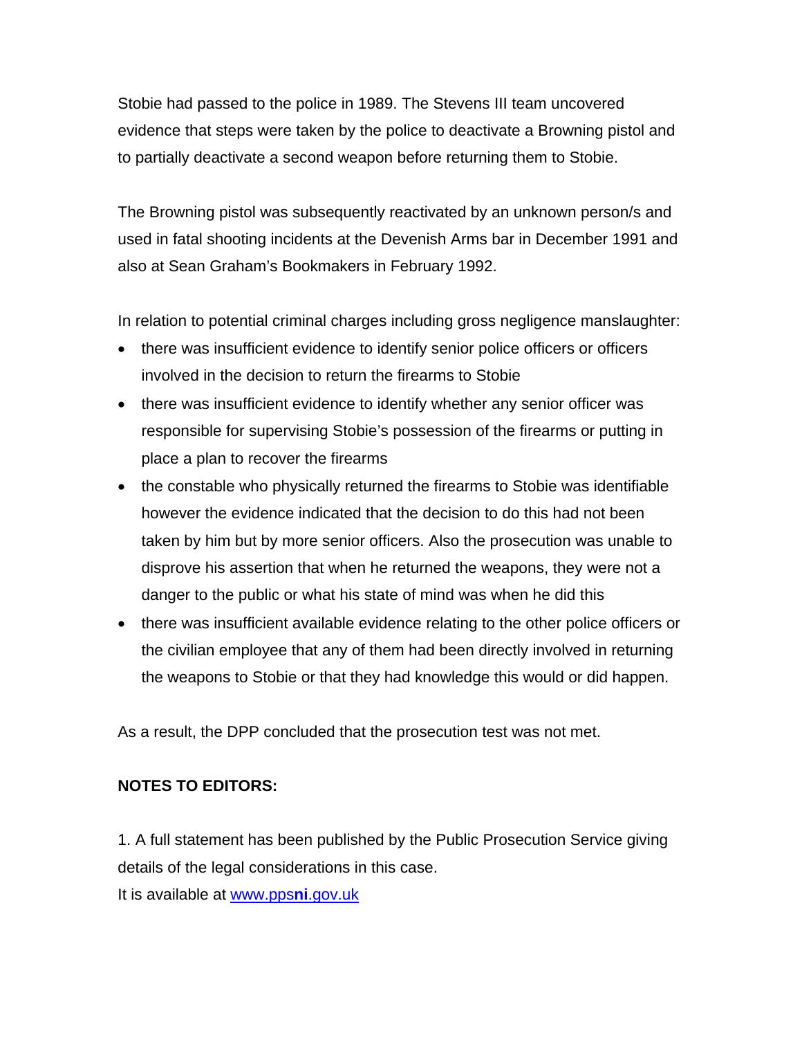Stobie had passed to the police in 1989. The Stevens III team uncovered evidence that steps were taken by the police to deactivate a Browning pistol and to partially deactivate a second weapon before returning them to Stobie.

The Browning pistol was subsequently reactivated by an unknown person/s and used in fatal shooting incidents at the Devenish Arms bar in December 1991 and also at Sean Graham's Bookmakers in February 1992.

In relation to potential criminal charges including gross negligence manslaughter:

- there was insufficient evidence to identify senior police officers or officers involved in the decision to return the firearms to Stobie
- there was insufficient evidence to identify whether any senior officer was responsible for supervising Stobie's possession of the firearms or putting in place a plan to recover the firearms
- the constable who physically returned the firearms to Stobie was identifiable however the evidence indicated that the decision to do this had not been taken by him but by more senior officers. Also the prosecution was unable to disprove his assertion that when he returned the weapons, they were not a danger to the public or what his state of mind was when he did this
- there was insufficient available evidence relating to the other police officers or the civilian employee that any of them had been directly involved in returning the weapons to Stobie or that they had knowledge this would or did happen.

As a result, the DPP concluded that the prosecution test was not met.

**NOTES TO EDITORS:**

1. A full statement has been published by the Public Prosecution Service giving details of the legal considerations in this case.
It is available at [www.ppsni.gov.uk](www.ppsni.gov.uk)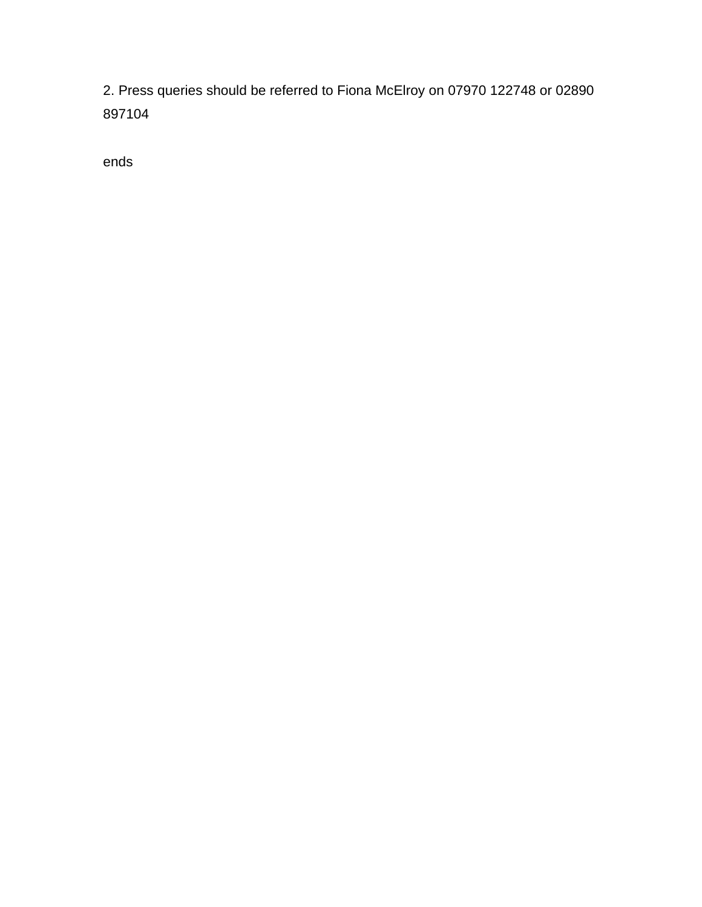2. Press queries should be referred to Fiona McElroy on 07970 122748 or 02890 897104

ends